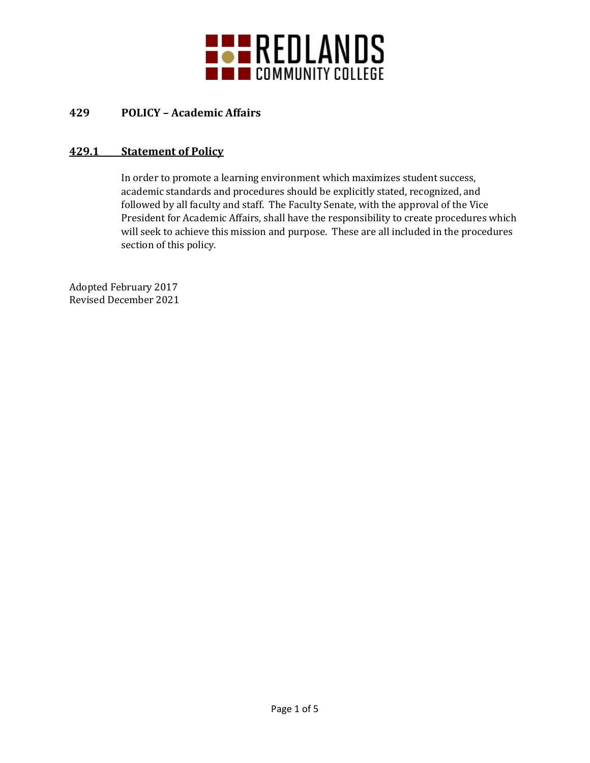# REDLANDS COMMUNITY COLLEGE

## 429 POLICY – Academic Affairs

### 429.1 Statement of Policy

In order to promote a learning environment which maximizes student success, academic standards and procedures should be explicitly stated, recognized, and followed by all faculty and staff. The Faculty Senate, with the approval of the Vice President for Academic Affairs, shall have the responsibility to create procedures which will seek to achieve this mission and purpose. These are all included in the procedures section of this policy.

Adopted February 2017
Revised December 2021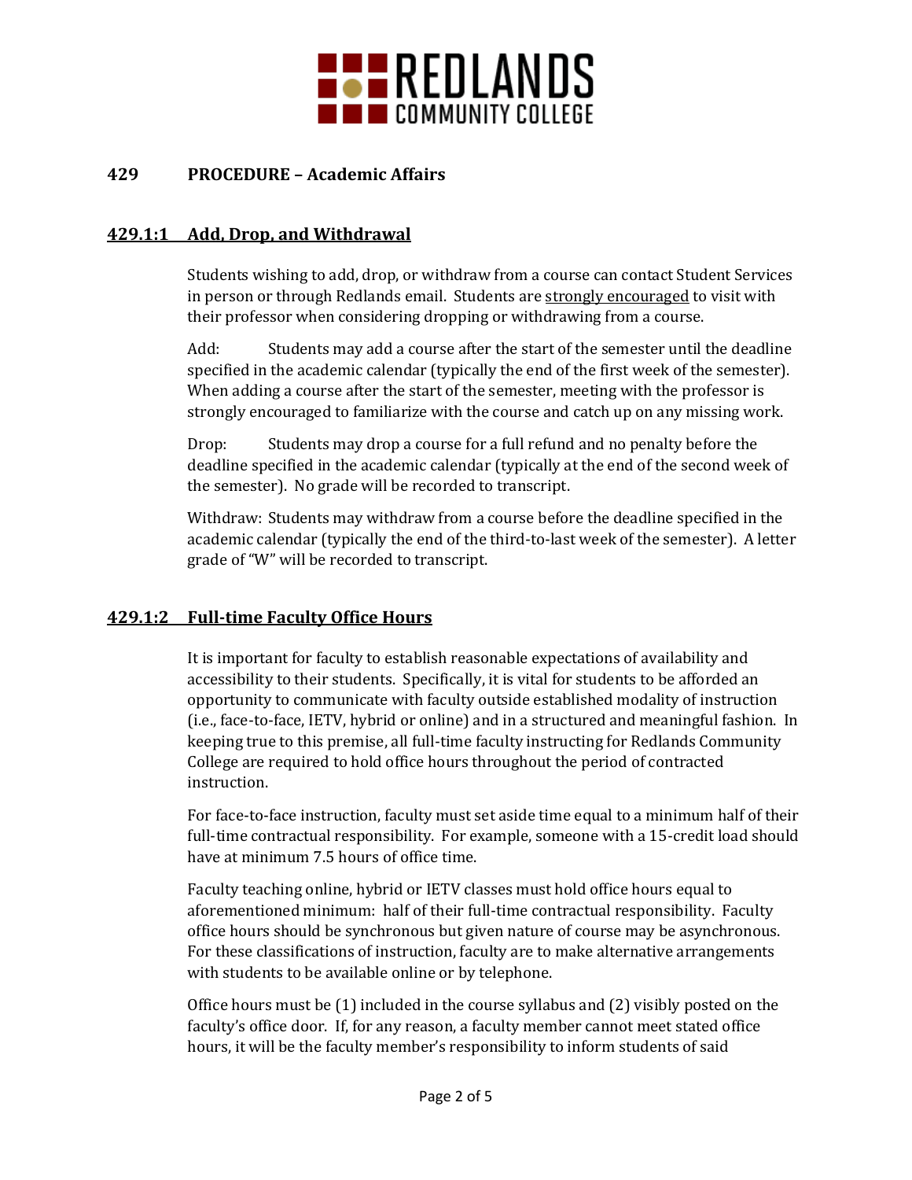## 429 PROCEDURE – Academic Affairs

### 429.1:1 Add, Drop, and Withdrawal

Students wishing to add, drop, or withdraw from a course can contact Student Services in person or through Redlands email. Students are strongly encouraged to visit with their professor when considering dropping or withdrawing from a course.

Add: Students may add a course after the start of the semester until the deadline specified in the academic calendar (typically the end of the first week of the semester). When adding a course after the start of the semester, meeting with the professor is strongly encouraged to familiarize with the course and catch up on any missing work.

Drop: Students may drop a course for a full refund and no penalty before the deadline specified in the academic calendar (typically at the end of the second week of the semester). No grade will be recorded to transcript.

Withdraw: Students may withdraw from a course before the deadline specified in the academic calendar (typically the end of the third-to-last week of the semester). A letter grade of "W" will be recorded to transcript.

### 429.1:2 Full-time Faculty Office Hours

It is important for faculty to establish reasonable expectations of availability and accessibility to their students. Specifically, it is vital for students to be afforded an opportunity to communicate with faculty outside established modality of instruction (i.e., face-to-face, IETV, hybrid or online) and in a structured and meaningful fashion. In keeping true to this premise, all full-time faculty instructing for Redlands Community College are required to hold office hours throughout the period of contracted instruction.

For face-to-face instruction, faculty must set aside time equal to a minimum half of their full-time contractual responsibility. For example, someone with a 15-credit load should have at minimum 7.5 hours of office time.

Faculty teaching online, hybrid or IETV classes must hold office hours equal to aforementioned minimum: half of their full-time contractual responsibility. Faculty office hours should be synchronous but given nature of course may be asynchronous. For these classifications of instruction, faculty are to make alternative arrangements with students to be available online or by telephone.

Office hours must be (1) included in the course syllabus and (2) visibly posted on the faculty's office door. If, for any reason, a faculty member cannot meet stated office hours, it will be the faculty member's responsibility to inform students of said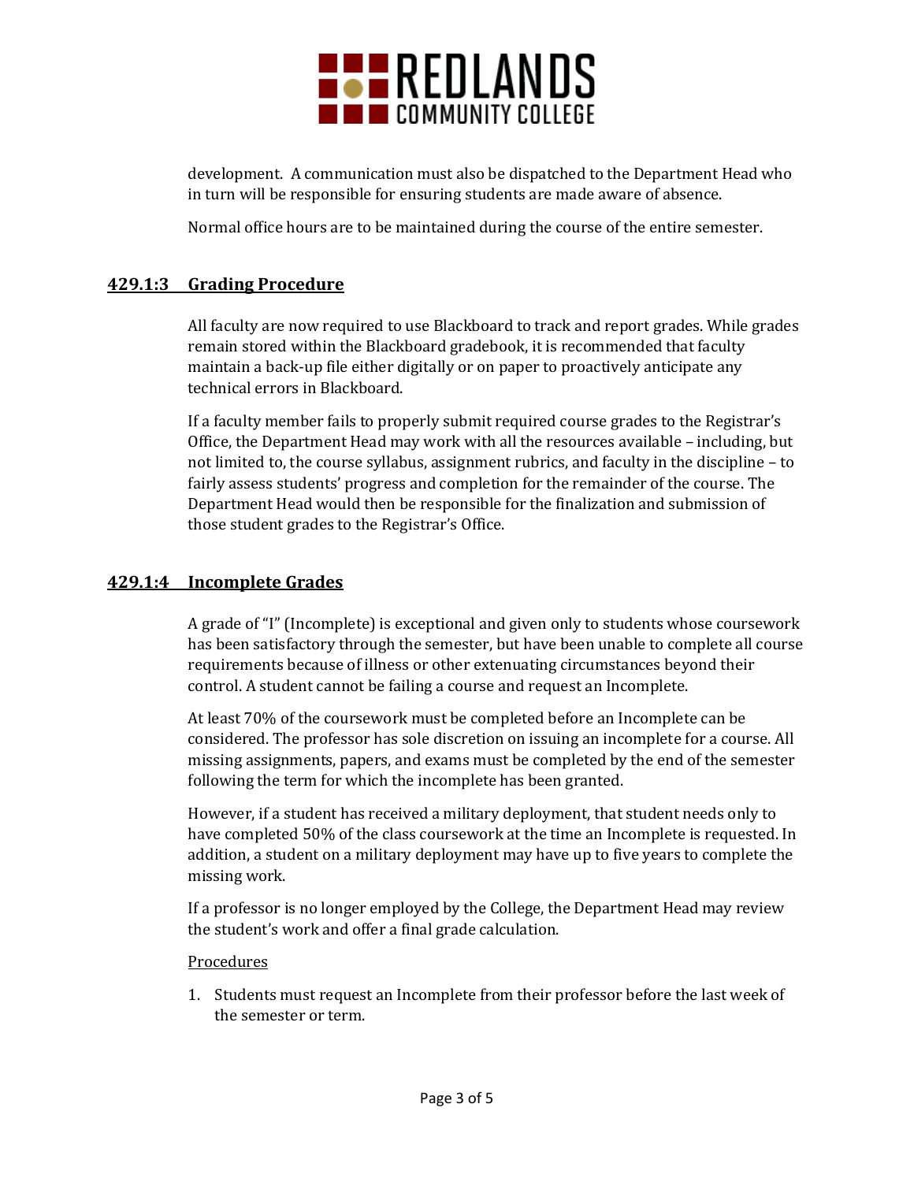development. A communication must also be dispatched to the Department Head who in turn will be responsible for ensuring students are made aware of absence.

Normal office hours are to be maintained during the course of the entire semester.

## 429.1:3 Grading Procedure

All faculty are now required to use Blackboard to track and report grades. While grades remain stored within the Blackboard gradebook, it is recommended that faculty maintain a back-up file either digitally or on paper to proactively anticipate any technical errors in Blackboard.

If a faculty member fails to properly submit required course grades to the Registrar's Office, the Department Head may work with all the resources available – including, but not limited to, the course syllabus, assignment rubrics, and faculty in the discipline – to fairly assess students' progress and completion for the remainder of the course. The Department Head would then be responsible for the finalization and submission of those student grades to the Registrar's Office.

## 429.1:4 Incomplete Grades

A grade of "I" (Incomplete) is exceptional and given only to students whose coursework has been satisfactory through the semester, but have been unable to complete all course requirements because of illness or other extenuating circumstances beyond their control. A student cannot be failing a course and request an Incomplete.

At least 70% of the coursework must be completed before an Incomplete can be considered. The professor has sole discretion on issuing an incomplete for a course. All missing assignments, papers, and exams must be completed by the end of the semester following the term for which the incomplete has been granted.

However, if a student has received a military deployment, that student needs only to have completed 50% of the class coursework at the time an Incomplete is requested. In addition, a student on a military deployment may have up to five years to complete the missing work.

If a professor is no longer employed by the College, the Department Head may review the student's work and offer a final grade calculation.

Procedures

1. Students must request an Incomplete from their professor before the last week of the semester or term.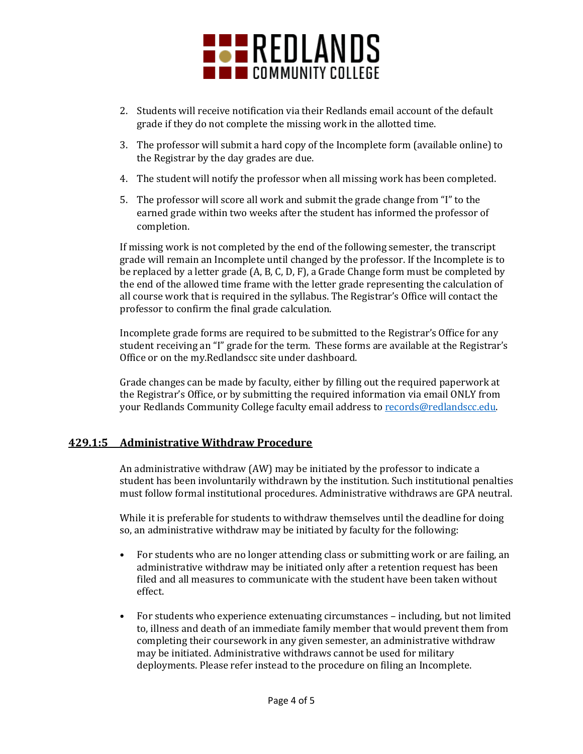2. Students will receive notification via their Redlands email account of the default grade if they do not complete the missing work in the allotted time.
3. The professor will submit a hard copy of the Incomplete form (available online) to the Registrar by the day grades are due.
4. The student will notify the professor when all missing work has been completed.
5. The professor will score all work and submit the grade change from "I" to the earned grade within two weeks after the student has informed the professor of completion.

If missing work is not completed by the end of the following semester, the transcript grade will remain an Incomplete until changed by the professor. If the Incomplete is to be replaced by a letter grade (A, B, C, D, F), a Grade Change form must be completed by the end of the allowed time frame with the letter grade representing the calculation of all course work that is required in the syllabus. The Registrar's Office will contact the professor to confirm the final grade calculation.

Incomplete grade forms are required to be submitted to the Registrar's Office for any student receiving an "I" grade for the term. These forms are available at the Registrar's Office or on the my.Redlandscc site under dashboard.

Grade changes can be made by faculty, either by filling out the required paperwork at the Registrar's Office, or by submitting the required information via email ONLY from your Redlands Community College faculty email address to records@redlandscc.edu.

## 429.1:5 Administrative Withdraw Procedure

An administrative withdraw (AW) may be initiated by the professor to indicate a student has been involuntarily withdrawn by the institution. Such institutional penalties must follow formal institutional procedures. Administrative withdraws are GPA neutral.

While it is preferable for students to withdraw themselves until the deadline for doing so, an administrative withdraw may be initiated by faculty for the following:

- For students who are no longer attending class or submitting work or are failing, an administrative withdraw may be initiated only after a retention request has been filed and all measures to communicate with the student have been taken without effect.
- For students who experience extenuating circumstances – including, but not limited to, illness and death of an immediate family member that would prevent them from completing their coursework in any given semester, an administrative withdraw may be initiated. Administrative withdraws cannot be used for military deployments. Please refer instead to the procedure on filing an Incomplete.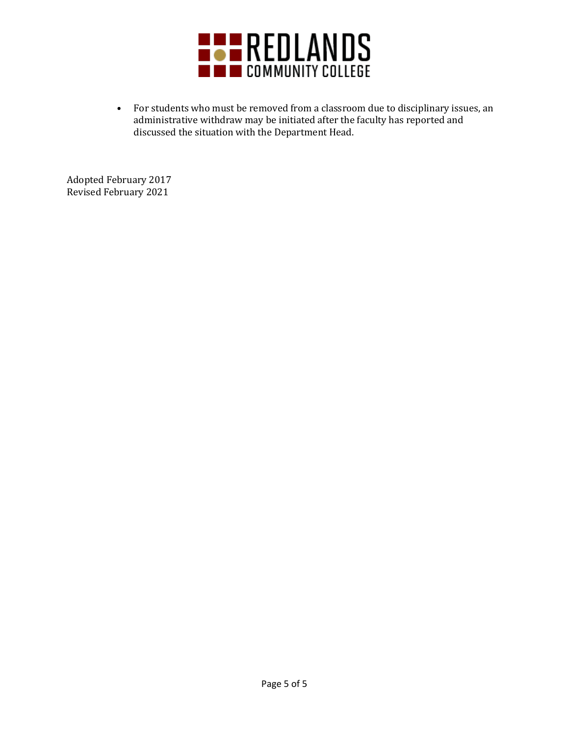- For students who must be removed from a classroom due to disciplinary issues, an administrative withdraw may be initiated after the faculty has reported and discussed the situation with the Department Head.

Adopted February 2017
Revised February 2021